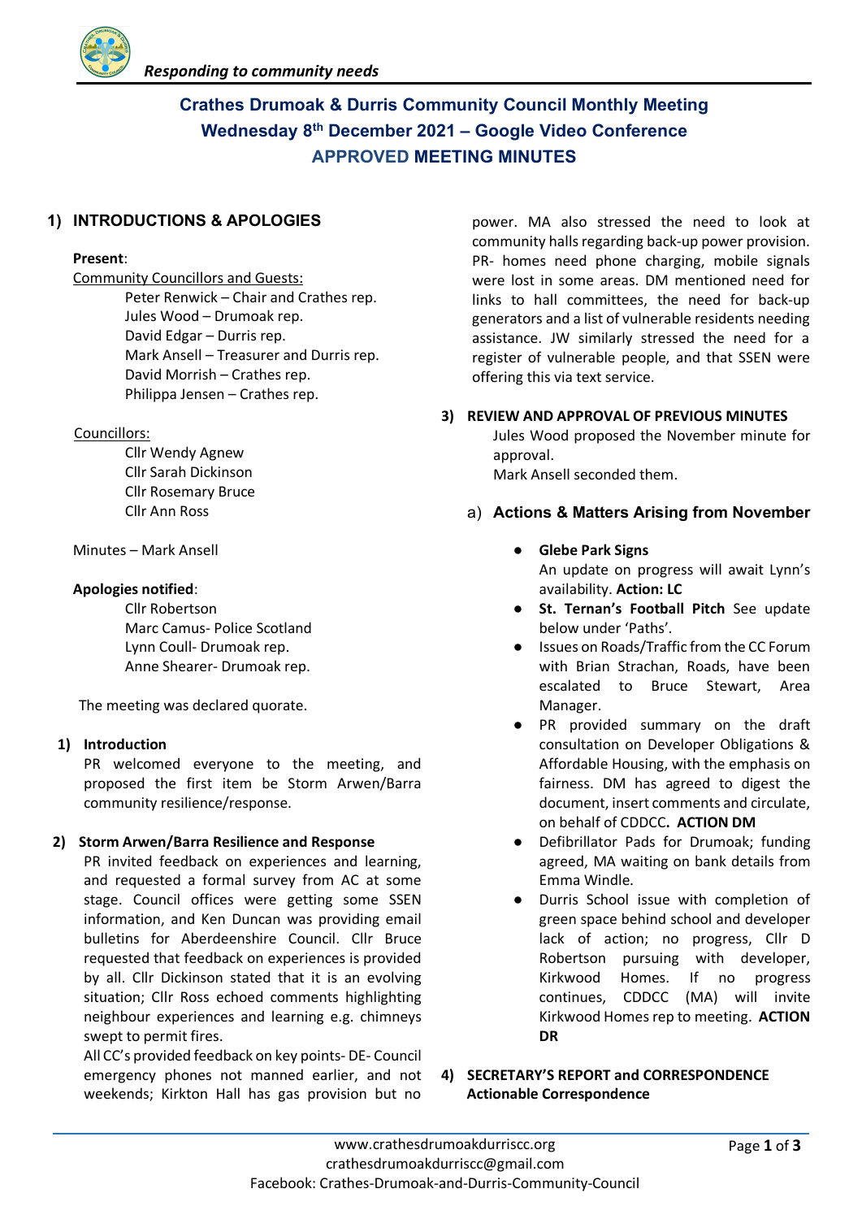*Responding to community needs*

# Crathes Drumoak & Durris Community Council Monthly Meeting
## Wednesday 8th December 2021 – Google Video Conference
## APPROVED MEETING MINUTES

## 1) INTRODUCTIONS & APOLOGIES

**Present**:

Community Councillors and Guests:

Peter Renwick – Chair and Crathes rep.
Jules Wood – Drumoak rep.
David Edgar – Durris rep.
Mark Ansell – Treasurer and Durris rep.
David Morrish – Crathes rep.
Philippa Jensen – Crathes rep.

Councillors:

Cllr Wendy Agnew
Cllr Sarah Dickinson
Cllr Rosemary Bruce
Cllr Ann Ross

Minutes – Mark Ansell

**Apologies notified**:

Cllr Robertson
Marc Camus- Police Scotland
Lynn Coull- Drumoak rep.
Anne Shearer- Drumoak rep.

The meeting was declared quorate.

**1) Introduction**

PR welcomed everyone to the meeting, and proposed the first item be Storm Arwen/Barra community resilience/response.

**2) Storm Arwen/Barra Resilience and Response**

PR invited feedback on experiences and learning, and requested a formal survey from AC at some stage. Council offices were getting some SSEN information, and Ken Duncan was providing email bulletins for Aberdeenshire Council. Cllr Bruce requested that feedback on experiences is provided by all. Cllr Dickinson stated that it is an evolving situation; Cllr Ross echoed comments highlighting neighbour experiences and learning e.g. chimneys swept to permit fires.

All CC's provided feedback on key points- DE- Council emergency phones not manned earlier, and not weekends; Kirkton Hall has gas provision but no power. MA also stressed the need to look at community halls regarding back-up power provision. PR- homes need phone charging, mobile signals were lost in some areas. DM mentioned need for links to hall committees, the need for back-up generators and a list of vulnerable residents needing assistance. JW similarly stressed the need for a register of vulnerable people, and that SSEN were offering this via text service.

**3) REVIEW AND APPROVAL OF PREVIOUS MINUTES**

Jules Wood proposed the November minute for approval.
Mark Ansell seconded them.

### a) Actions & Matters Arising from November

- **Glebe Park Signs**
  An update on progress will await Lynn's availability. **Action: LC**
- **St. Ternan's Football Pitch** See update below under 'Paths'.
- Issues on Roads/Traffic from the CC Forum with Brian Strachan, Roads, have been escalated to Bruce Stewart, Area Manager.
- PR provided summary on the draft consultation on Developer Obligations & Affordable Housing, with the emphasis on fairness. DM has agreed to digest the document, insert comments and circulate, on behalf of CDDCC**. ACTION DM**
- Defibrillator Pads for Drumoak; funding agreed, MA waiting on bank details from Emma Windle.
- Durris School issue with completion of green space behind school and developer lack of action; no progress, Cllr D Robertson pursuing with developer, Kirkwood Homes. If no progress continues, CDDCC (MA) will invite Kirkwood Homes rep to meeting. **ACTION DR**

**4) SECRETARY'S REPORT and CORRESPONDENCE**
**Actionable Correspondence**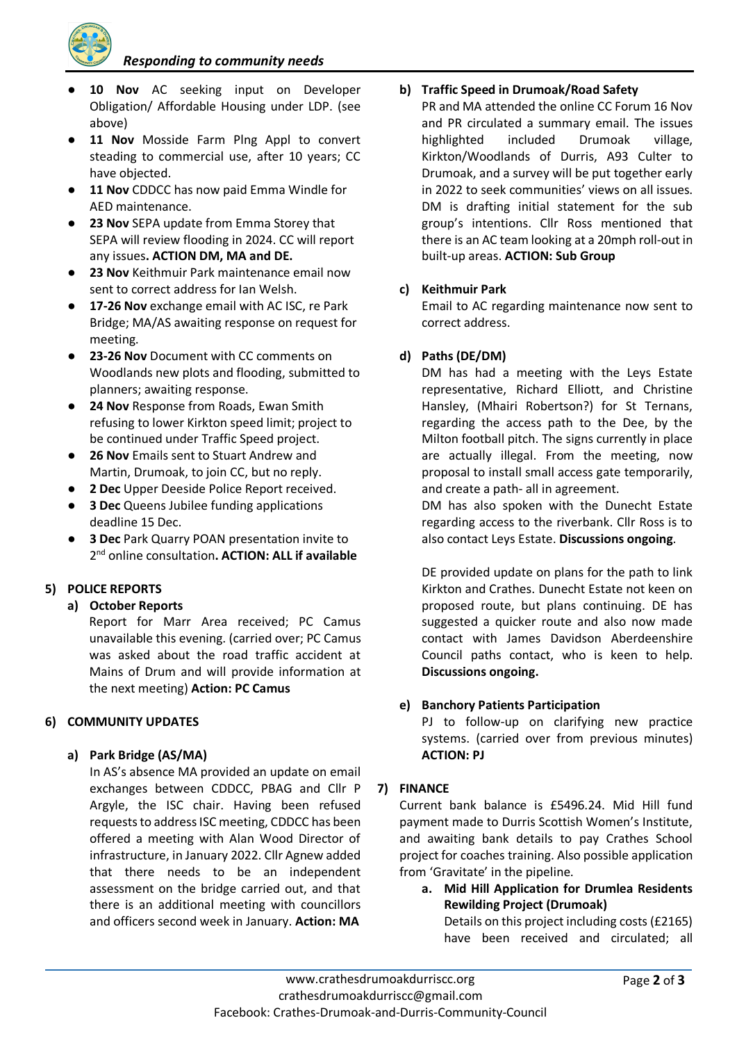- **10 Nov** AC seeking input on Developer Obligation/ Affordable Housing under LDP. (see above)
- **11 Nov** Mosside Farm Plng Appl to convert steading to commercial use, after 10 years; CC have objected.
- **11 Nov** CDDCC has now paid Emma Windle for AED maintenance.
- **23 Nov** SEPA update from Emma Storey that SEPA will review flooding in 2024. CC will report any issues**. ACTION DM, MA and DE.**
- **23 Nov** Keithmuir Park maintenance email now sent to correct address for Ian Welsh.
- **17-26 Nov** exchange email with AC ISC, re Park Bridge; MA/AS awaiting response on request for meeting.
- **23-26 Nov** Document with CC comments on Woodlands new plots and flooding, submitted to planners; awaiting response.
- **24 Nov** Response from Roads, Ewan Smith refusing to lower Kirkton speed limit; project to be continued under Traffic Speed project.
- **26 Nov** Emails sent to Stuart Andrew and Martin, Drumoak, to join CC, but no reply.
- **2 Dec** Upper Deeside Police Report received.
- **3 Dec** Queens Jubilee funding applications deadline 15 Dec.
- **3 Dec** Park Quarry POAN presentation invite to 2nd online consultation**. ACTION: ALL if available**

## 5) POLICE REPORTS

### a) October Reports

Report for Marr Area received; PC Camus unavailable this evening. (carried over; PC Camus was asked about the road traffic accident at Mains of Drum and will provide information at the next meeting) **Action: PC Camus**

## 6) COMMUNITY UPDATES

### a) Park Bridge (AS/MA)

In AS's absence MA provided an update on email exchanges between CDDCC, PBAG and Cllr P Argyle, the ISC chair. Having been refused requests to address ISC meeting, CDDCC has been offered a meeting with Alan Wood Director of infrastructure, in January 2022. Cllr Agnew added that there needs to be an independent assessment on the bridge carried out, and that there is an additional meeting with councillors and officers second week in January. **Action: MA**

### b) Traffic Speed in Drumoak/Road Safety

PR and MA attended the online CC Forum 16 Nov and PR circulated a summary email. The issues highlighted included Drumoak village, Kirkton/Woodlands of Durris, A93 Culter to Drumoak, and a survey will be put together early in 2022 to seek communities' views on all issues. DM is drafting initial statement for the sub group's intentions. Cllr Ross mentioned that there is an AC team looking at a 20mph roll-out in built-up areas. **ACTION: Sub Group**

### c) Keithmuir Park

Email to AC regarding maintenance now sent to correct address.

### d) Paths (DE/DM)

DM has had a meeting with the Leys Estate representative, Richard Elliott, and Christine Hansley, (Mhairi Robertson?) for St Ternans, regarding the access path to the Dee, by the Milton football pitch. The signs currently in place are actually illegal. From the meeting, now proposal to install small access gate temporarily, and create a path- all in agreement.

DM has also spoken with the Dunecht Estate regarding access to the riverbank. Cllr Ross is to also contact Leys Estate. **Discussions ongoing**.

DE provided update on plans for the path to link Kirkton and Crathes. Dunecht Estate not keen on proposed route, but plans continuing. DE has suggested a quicker route and also now made contact with James Davidson Aberdeenshire Council paths contact, who is keen to help. **Discussions ongoing.**

### e) Banchory Patients Participation

PJ to follow-up on clarifying new practice systems. (carried over from previous minutes) **ACTION: PJ**

## 7) FINANCE

Current bank balance is £5496.24. Mid Hill fund payment made to Durris Scottish Women's Institute, and awaiting bank details to pay Crathes School project for coaches training. Also possible application from 'Gravitate' in the pipeline.

a. **Mid Hill Application for Drumlea Residents Rewilding Project (Drumoak)**
   Details on this project including costs (£2165) have been received and circulated; all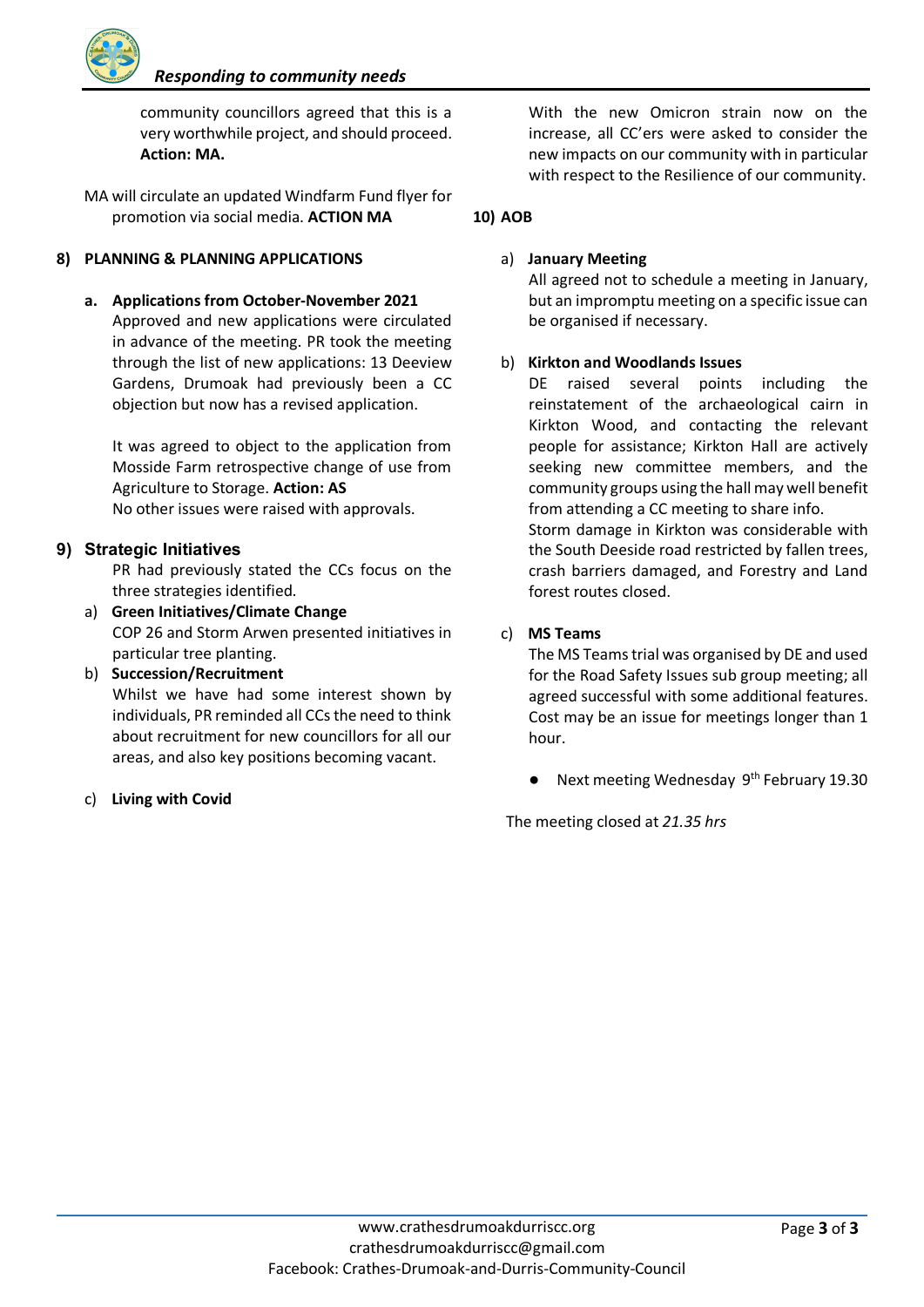community councillors agreed that this is a very worthwhile project, and should proceed. **Action: MA.**

MA will circulate an updated Windfarm Fund flyer for promotion via social media. **ACTION MA**

**8) PLANNING & PLANNING APPLICATIONS**

**a. Applications from October-November 2021**

Approved and new applications were circulated in advance of the meeting. PR took the meeting through the list of new applications: 13 Deeview Gardens, Drumoak had previously been a CC objection but now has a revised application.

It was agreed to object to the application from Mosside Farm retrospective change of use from Agriculture to Storage. **Action: AS**

No other issues were raised with approvals.

## 9) Strategic Initiatives

PR had previously stated the CCs focus on the three strategies identified.

a) **Green Initiatives/Climate Change**

COP 26 and Storm Arwen presented initiatives in particular tree planting.

b) **Succession/Recruitment**

Whilst we have had some interest shown by individuals, PR reminded all CCs the need to think about recruitment for new councillors for all our areas, and also key positions becoming vacant.

c) **Living with Covid**

With the new Omicron strain now on the increase, all CC'ers were asked to consider the new impacts on our community with in particular with respect to the Resilience of our community.

**10) AOB**

a) **January Meeting**

All agreed not to schedule a meeting in January, but an impromptu meeting on a specific issue can be organised if necessary.

b) **Kirkton and Woodlands Issues**

DE raised several points including the reinstatement of the archaeological cairn in Kirkton Wood, and contacting the relevant people for assistance; Kirkton Hall are actively seeking new committee members, and the community groups using the hall may well benefit from attending a CC meeting to share info.

Storm damage in Kirkton was considerable with the South Deeside road restricted by fallen trees, crash barriers damaged, and Forestry and Land forest routes closed.

c) **MS Teams**

The MS Teams trial was organised by DE and used for the Road Safety Issues sub group meeting; all agreed successful with some additional features. Cost may be an issue for meetings longer than 1 hour.

- Next meeting Wednesday 9th February 19.30

The meeting closed at *21.35 hrs*